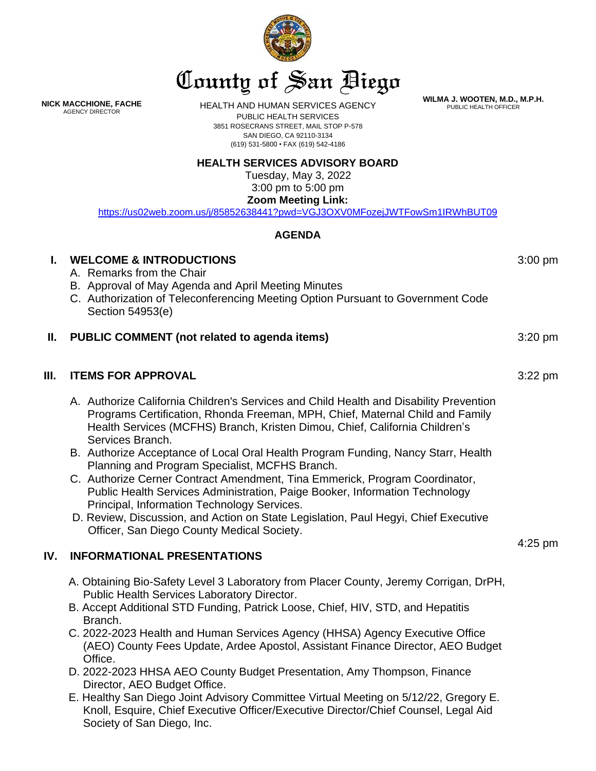# County of San Diego

**NICK MACCHIONE, FACHE**
AGENCY DIRECTOR

HEALTH AND HUMAN SERVICES AGENCY
PUBLIC HEALTH SERVICES
3851 ROSECRANS STREET, MAIL STOP P-578
SAN DIEGO, CA 92110-3134
(619) 531-5800 • FAX (619) 542-4186

**WILMA J. WOOTEN, M.D., M.P.H.**
PUBLIC HEALTH OFFICER

## HEALTH SERVICES ADVISORY BOARD

Tuesday, May 3, 2022
3:00 pm to 5:00 pm
**Zoom Meeting Link:**
https://us02web.zoom.us/j/85852638441?pwd=VGJ3OXV0MFozejJWTFowSm1IRWhBUT09

## AGENDA

**I. WELCOME & INTRODUCTIONS** — 3:00 pm

A. Remarks from the Chair
B. Approval of May Agenda and April Meeting Minutes
C. Authorization of Teleconferencing Meeting Option Pursuant to Government Code Section 54953(e)

**II. PUBLIC COMMENT (not related to agenda items)** — 3:20 pm

**III. ITEMS FOR APPROVAL** — 3:22 pm

A. Authorize California Children's Services and Child Health and Disability Prevention Programs Certification, Rhonda Freeman, MPH, Chief, Maternal Child and Family Health Services (MCFHS) Branch, Kristen Dimou, Chief, California Children's Services Branch.
B. Authorize Acceptance of Local Oral Health Program Funding, Nancy Starr, Health Planning and Program Specialist, MCFHS Branch.
C. Authorize Cerner Contract Amendment, Tina Emmerick, Program Coordinator, Public Health Services Administration, Paige Booker, Information Technology Principal, Information Technology Services.
D. Review, Discussion, and Action on State Legislation, Paul Hegyi, Chief Executive Officer, San Diego County Medical Society.

**IV. INFORMATIONAL PRESENTATIONS** — 4:25 pm

A. Obtaining Bio-Safety Level 3 Laboratory from Placer County, Jeremy Corrigan, DrPH, Public Health Services Laboratory Director.
B. Accept Additional STD Funding, Patrick Loose, Chief, HIV, STD, and Hepatitis Branch.
C. 2022-2023 Health and Human Services Agency (HHSA) Agency Executive Office (AEO) County Fees Update, Ardee Apostol, Assistant Finance Director, AEO Budget Office.
D. 2022-2023 HHSA AEO County Budget Presentation, Amy Thompson, Finance Director, AEO Budget Office.
E. Healthy San Diego Joint Advisory Committee Virtual Meeting on 5/12/22, Gregory E. Knoll, Esquire, Chief Executive Officer/Executive Director/Chief Counsel, Legal Aid Society of San Diego, Inc.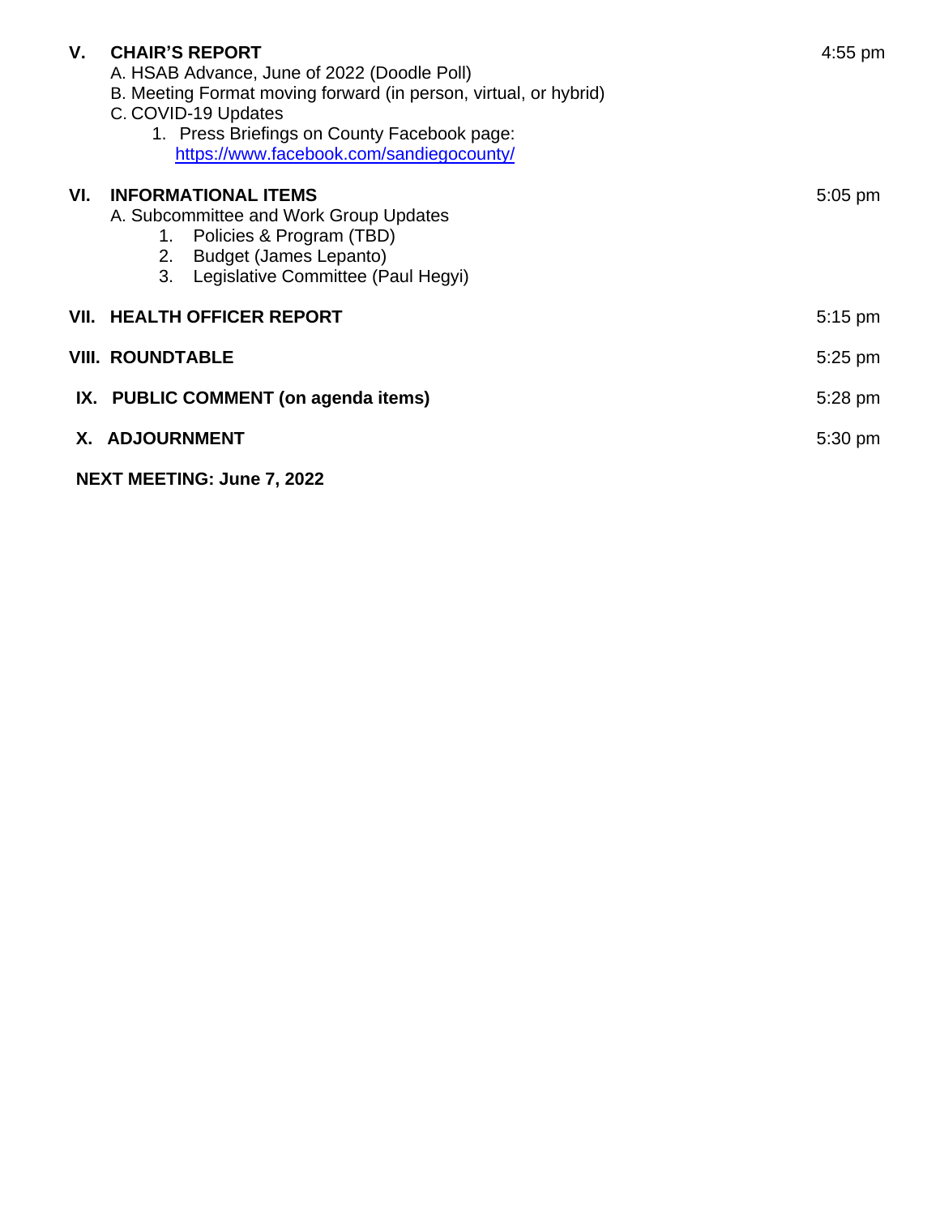**V. CHAIR'S REPORT** 4:55 pm

A. HSAB Advance, June of 2022 (Doodle Poll)
B. Meeting Format moving forward (in person, virtual, or hybrid)
C. COVID-19 Updates

1. Press Briefings on County Facebook page: https://www.facebook.com/sandiegocounty/

**VI. INFORMATIONAL ITEMS** 5:05 pm

A. Subcommittee and Work Group Updates

1. Policies & Program (TBD)
2. Budget (James Lepanto)
3. Legislative Committee (Paul Hegyi)

**VII. HEALTH OFFICER REPORT** 5:15 pm

**VIII. ROUNDTABLE** 5:25 pm

**IX. PUBLIC COMMENT (on agenda items)** 5:28 pm

**X. ADJOURNMENT** 5:30 pm

**NEXT MEETING: June 7, 2022**